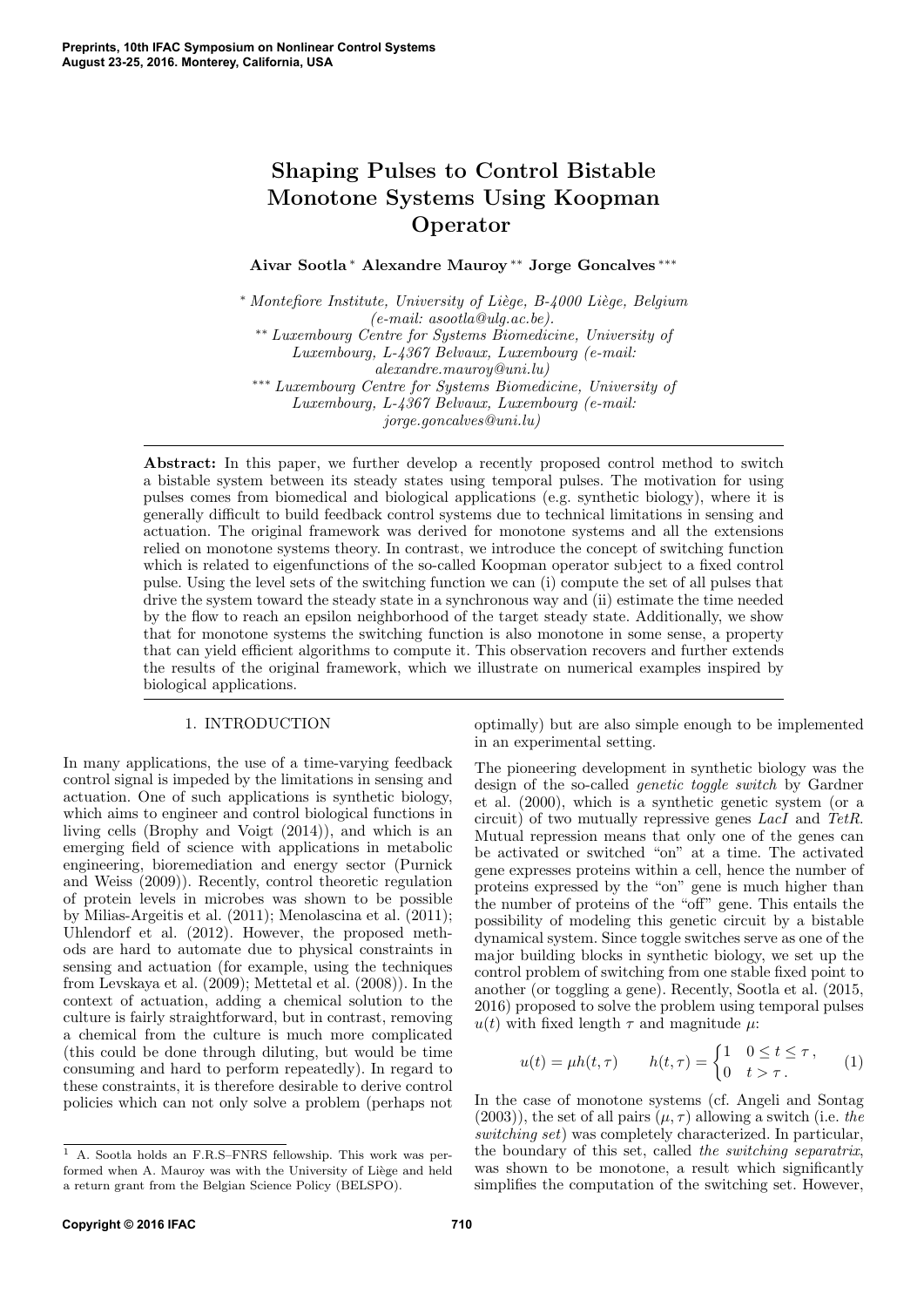# Shaping Pulses to Control Bistable Monotone Systems Using Koopman Operator

**Aivar Sootla [*] Alexandre Mauroy [**] Jorge Goncalves [***]**

[*] *Montefiore Institute, University of Liège, B-4000 Liège, Belgium (e-mail: asootla@ulg.ac.be).*

[**] *Luxembourg Centre for Systems Biomedicine, University of Luxembourg, L-4367 Belvaux, Luxembourg (e-mail: alexandre.mauroy@uni.lu)*

[***] *Luxembourg Centre for Systems Biomedicine, University of Luxembourg, L-4367 Belvaux, Luxembourg (e-mail: jorge.goncalves@uni.lu)*

**Abstract:** In this paper, we further develop a recently proposed control method to switch a bistable system between its steady states using temporal pulses. The motivation for using pulses comes from biomedical and biological applications (e.g. synthetic biology), where it is generally difficult to build feedback control systems due to technical limitations in sensing and actuation. The original framework was derived for monotone systems and all the extensions relied on monotone systems theory. In contrast, we introduce the concept of switching function which is related to eigenfunctions of the so-called Koopman operator subject to a fixed control pulse. Using the level sets of the switching function we can (i) compute the set of all pulses that drive the system toward the steady state in a synchronous way and (ii) estimate the time needed by the flow to reach an epsilon neighborhood of the target steady state. Additionally, we show that for monotone systems the switching function is also monotone in some sense, a property that can yield efficient algorithms to compute it. This observation recovers and further extends the results of the original framework, which we illustrate on numerical examples inspired by biological applications.

## 1. INTRODUCTION

In many applications, the use of a time-varying feedback control signal is impeded by the limitations in sensing and actuation. One of such applications is synthetic biology, which aims to engineer and control biological functions in living cells (Brophy and Voigt (2014)), and which is an emerging field of science with applications in metabolic engineering, bioremediation and energy sector (Purnick and Weiss (2009)). Recently, control theoretic regulation of protein levels in microbes was shown to be possible by Milias-Argeitis et al. (2011); Menolascina et al. (2011); Uhlendorf et al. (2012). However, the proposed methods are hard to automate due to physical constraints in sensing and actuation (for example, using the techniques from Levskaya et al. (2009); Mettetal et al. (2008)). In the context of actuation, adding a chemical solution to the culture is fairly straightforward, but in contrast, removing a chemical from the culture is much more complicated (this could be done through diluting, but would be time consuming and hard to perform repeatedly). In regard to these constraints, it is therefore desirable to derive control policies which can not only solve a problem (perhaps not optimally) but are also simple enough to be implemented in an experimental setting.

The pioneering development in synthetic biology was the design of the so-called *genetic toggle switch* by Gardner et al. (2000), which is a synthetic genetic system (or a circuit) of two mutually repressive genes *LacI* and *TetR*. Mutual repression means that only one of the genes can be activated or switched "on" at a time. The activated gene expresses proteins within a cell, hence the number of proteins expressed by the "on" gene is much higher than the number of proteins of the "off" gene. This entails the possibility of modeling this genetic circuit by a bistable dynamical system. Since toggle switches serve as one of the major building blocks in synthetic biology, we set up the control problem of switching from one stable fixed point to another (or toggling a gene). Recently, Sootla et al. (2015, 2016) proposed to solve the problem using temporal pulses $u(t)$ with fixed length $\tau$ and magnitude $\mu$:

$$u(t) = \mu h(t, \tau) \qquad h(t, \tau) = \begin{cases} 1 & 0 \le t \le \tau\,, \\ 0 & t > \tau\,. \end{cases} \tag{1}$$

In the case of monotone systems (cf. Angeli and Sontag (2003)), the set of all pairs $(\mu, \tau)$ allowing a switch (i.e. *the switching set*) was completely characterized. In particular, the boundary of this set, called *the switching separatrix*, was shown to be monotone, a result which significantly simplifies the computation of the switching set. However,

[1] A. Sootla holds an F.R.S–FNRS fellowship. This work was performed when A. Mauroy was with the University of Liège and held a return grant from the Belgian Science Policy (BELSPO).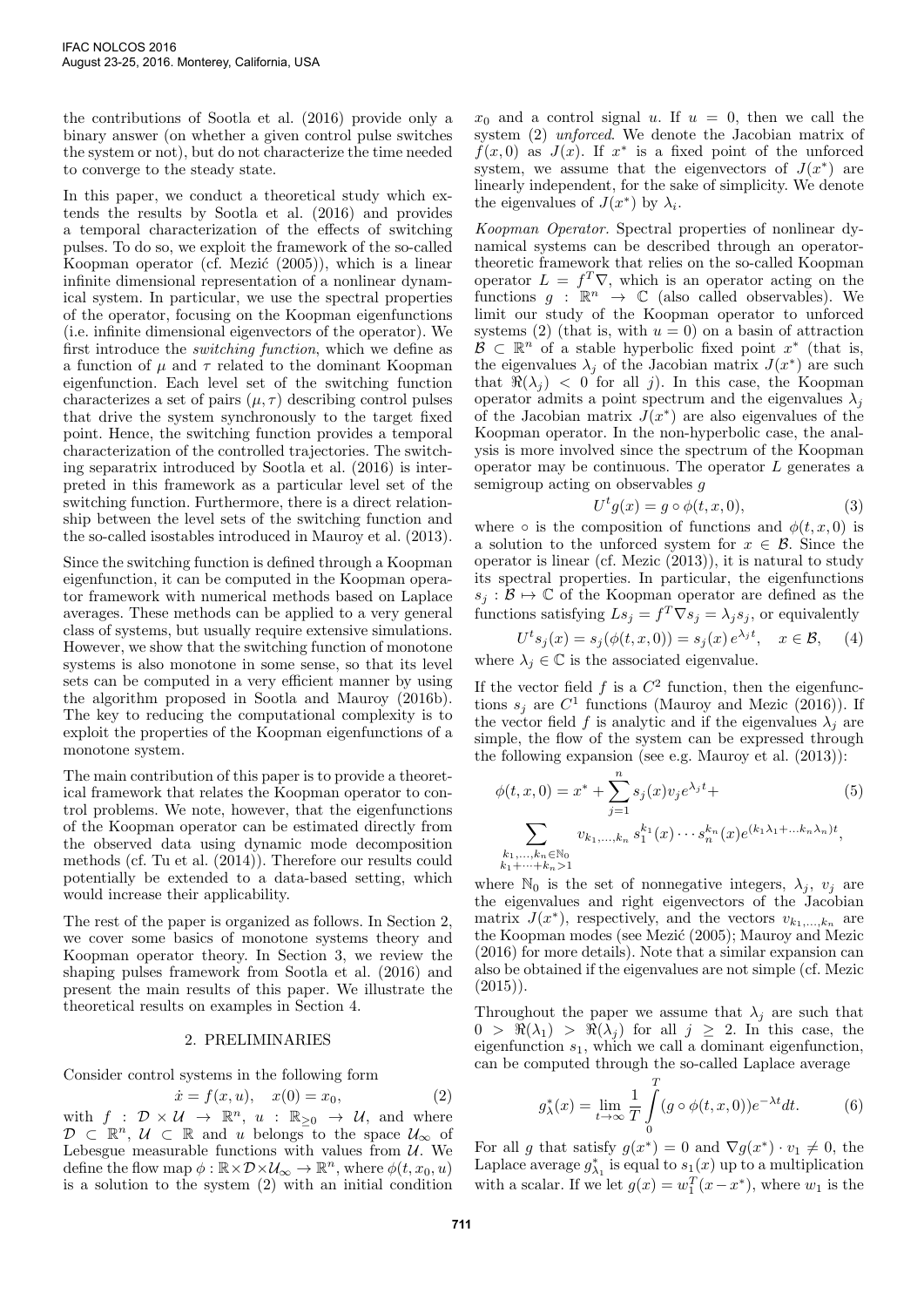the contributions of Sootla et al. (2016) provide only a binary answer (on whether a given control pulse switches the system or not), but do not characterize the time needed to converge to the steady state.

In this paper, we conduct a theoretical study which extends the results by Sootla et al. (2016) and provides a temporal characterization of the effects of switching pulses. To do so, we exploit the framework of the so-called Koopman operator (cf. Mezić (2005)), which is a linear infinite dimensional representation of a nonlinear dynamical system. In particular, we use the spectral properties of the operator, focusing on the Koopman eigenfunctions (i.e. infinite dimensional eigenvectors of the operator). We first introduce the *switching function*, which we define as a function of $\mu$ and $\tau$ related to the dominant Koopman eigenfunction. Each level set of the switching function characterizes a set of pairs $(\mu, \tau)$ describing control pulses that drive the system synchronously to the target fixed point. Hence, the switching function provides a temporal characterization of the controlled trajectories. The switching separatrix introduced by Sootla et al. (2016) is interpreted in this framework as a particular level set of the switching function. Furthermore, there is a direct relationship between the level sets of the switching function and the so-called isostables introduced in Mauroy et al. (2013).

Since the switching function is defined through a Koopman eigenfunction, it can be computed in the Koopman operator framework with numerical methods based on Laplace averages. These methods can be applied to a very general class of systems, but usually require extensive simulations. However, we show that the switching function of monotone systems is also monotone in some sense, so that its level sets can be computed in a very efficient manner by using the algorithm proposed in Sootla and Mauroy (2016b). The key to reducing the computational complexity is to exploit the properties of the Koopman eigenfunctions of a monotone system.

The main contribution of this paper is to provide a theoretical framework that relates the Koopman operator to control problems. We note, however, that the eigenfunctions of the Koopman operator can be estimated directly from the observed data using dynamic mode decomposition methods (cf. Tu et al. (2014)). Therefore our results could potentially be extended to a data-based setting, which would increase their applicability.

The rest of the paper is organized as follows. In Section 2, we cover some basics of monotone systems theory and Koopman operator theory. In Section 3, we review the shaping pulses framework from Sootla et al. (2016) and present the main results of this paper. We illustrate the theoretical results on examples in Section 4.

## 2. PRELIMINARIES

Consider control systems in the following form

$$\dot{x} = f(x, u), \quad x(0) = x_0, \tag{2}$$

with $f : \mathcal{D} \times \mathcal{U} \to \mathbb{R}^n$, $u : \mathbb{R}_{\geq 0} \to \mathcal{U}$, and where $\mathcal{D} \subset \mathbb{R}^n$, $\mathcal{U} \subset \mathbb{R}$ and $u$ belongs to the space $\mathcal{U}_\infty$ of Lebesgue measurable functions with values from $\mathcal{U}$. We define the flow map $\phi : \mathbb{R} \times \mathcal{D} \times \mathcal{U}_\infty \to \mathbb{R}^n$, where $\phi(t, x_0, u)$ is a solution to the system (2) with an initial condition $x_0$ and a control signal $u$. If $u = 0$, then we call the system (2) *unforced*. We denote the Jacobian matrix of $f(x, 0)$ as $J(x)$. If $x^*$ is a fixed point of the unforced system, we assume that the eigenvectors of $J(x^*)$ are linearly independent, for the sake of simplicity. We denote the eigenvalues of $J(x^*)$ by $\lambda_i$.

*Koopman Operator.* Spectral properties of nonlinear dynamical systems can be described through an operator-theoretic framework that relies on the so-called Koopman operator $L = f^T \nabla$, which is an operator acting on the functions $g : \mathbb{R}^n \to \mathbb{C}$ (also called observables). We limit our study of the Koopman operator to unforced systems (2) (that is, with $u = 0$) on a basin of attraction $\mathcal{B} \subset \mathbb{R}^n$ of a stable hyperbolic fixed point $x^*$ (that is, the eigenvalues $\lambda_j$ of the Jacobian matrix $J(x^*)$ are such that $\Re(\lambda_j) < 0$ for all $j$). In this case, the Koopman operator admits a point spectrum and the eigenvalues $\lambda_j$ of the Jacobian matrix $J(x^*)$ are also eigenvalues of the Koopman operator. In the non-hyperbolic case, the analysis is more involved since the spectrum of the Koopman operator may be continuous. The operator $L$ generates a semigroup acting on observables $g$

$$U^t g(x) = g \circ \phi(t, x, 0), \tag{3}$$

where $\circ$ is the composition of functions and $\phi(t, x, 0)$ is a solution to the unforced system for $x \in \mathcal{B}$. Since the operator is linear (cf. Mezic (2013)), it is natural to study its spectral properties. In particular, the eigenfunctions $s_j : \mathcal{B} \mapsto \mathbb{C}$ of the Koopman operator are defined as the functions satisfying $L s_j = f^T \nabla s_j = \lambda_j s_j$, or equivalently

$$U^t s_j(x) = s_j(\phi(t, x, 0)) = s_j(x)\, e^{\lambda_j t}, \quad x \in \mathcal{B}, \tag{4}$$

where $\lambda_j \in \mathbb{C}$ is the associated eigenvalue.

If the vector field $f$ is a $C^2$ function, then the eigenfunctions $s_j$ are $C^1$ functions (Mauroy and Mezic (2016)). If the vector field $f$ is analytic and if the eigenvalues $\lambda_j$ are simple, the flow of the system can be expressed through the following expansion (see e.g. Mauroy et al. (2013)):

$$\phi(t, x, 0) = x^* + \sum_{j=1}^{n} s_j(x) v_j e^{\lambda_j t} + \tag{5}$$

$$\sum_{\substack{k_1, \ldots, k_n \in \mathbb{N}_0 \\ k_1 + \cdots + k_n > 1}} v_{k_1, \ldots, k_n}\, s_1^{k_1}(x) \cdots s_n^{k_n}(x) e^{(k_1 \lambda_1 + \ldots k_n \lambda_n) t},$$

where $\mathbb{N}_0$ is the set of nonnegative integers, $\lambda_j$, $v_j$ are the eigenvalues and right eigenvectors of the Jacobian matrix $J(x^*)$, respectively, and the vectors $v_{k_1, \ldots, k_n}$ are the Koopman modes (see Mezić (2005); Mauroy and Mezic (2016) for more details). Note that a similar expansion can also be obtained if the eigenvalues are not simple (cf. Mezic (2015)).

Throughout the paper we assume that $\lambda_j$ are such that $0 > \Re(\lambda_1) > \Re(\lambda_j)$ for all $j \geq 2$. In this case, the eigenfunction $s_1$, which we call a dominant eigenfunction, can be computed through the so-called Laplace average

$$g_\lambda^*(x) = \lim_{t \to \infty} \frac{1}{T} \int_0^T (g \circ \phi(t, x, 0)) e^{-\lambda t} dt. \tag{6}$$

For all $g$ that satisfy $g(x^*) = 0$ and $\nabla g(x^*) \cdot v_1 \neq 0$, the Laplace average $g_{\lambda_1}^*$ is equal to $s_1(x)$ up to a multiplication with a scalar. If we let $g(x) = w_1^T (x - x^*)$, where $w_1$ is the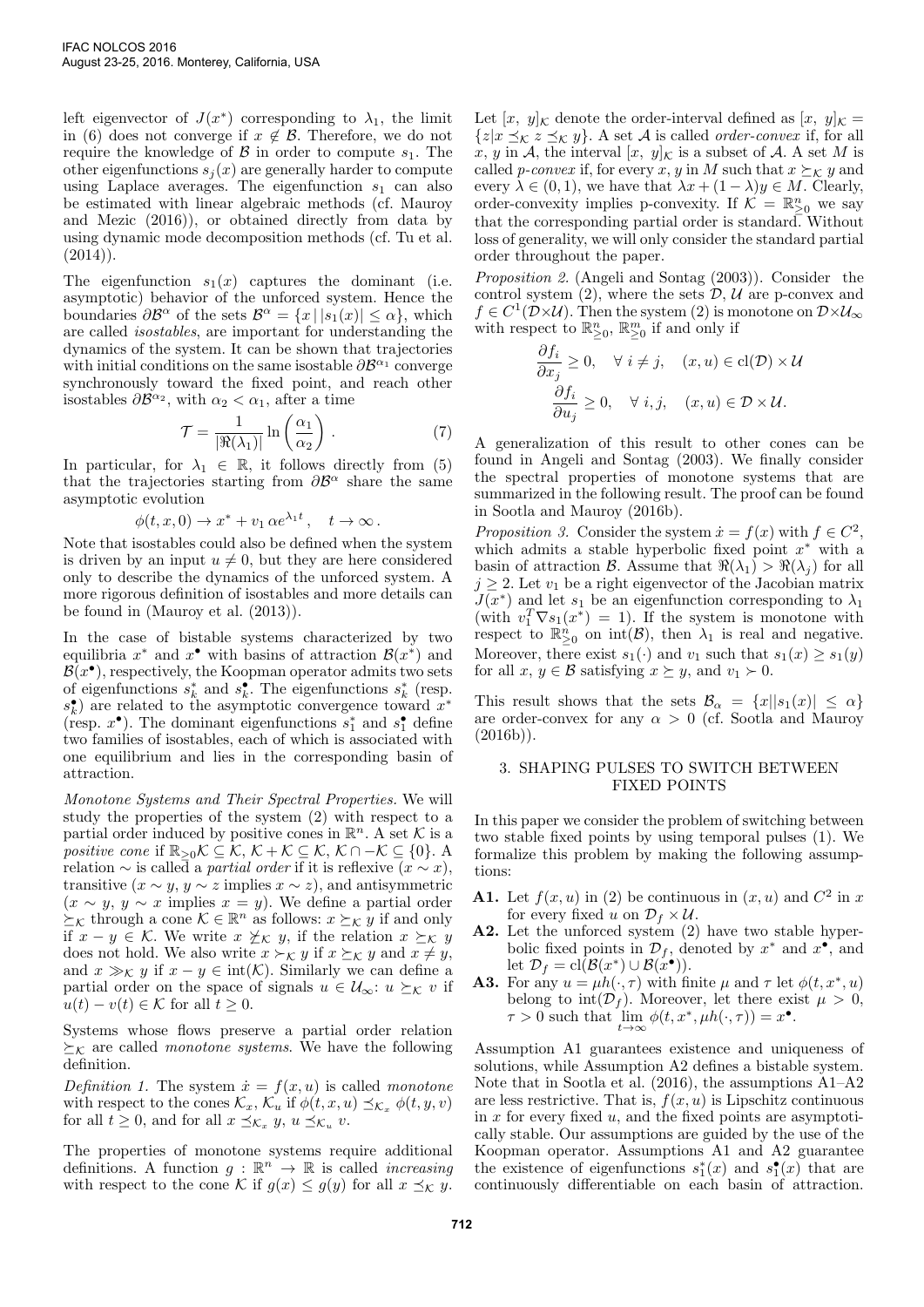left eigenvector of $J(x^*)$ corresponding to $\lambda_1$, the limit in (6) does not converge if $x \notin \mathcal{B}$. Therefore, we do not require the knowledge of $\mathcal{B}$ in order to compute $s_1$. The other eigenfunctions $s_j(x)$ are generally harder to compute using Laplace averages. The eigenfunction $s_1$ can also be estimated with linear algebraic methods (cf. Mauroy and Mezic (2016)), or obtained directly from data by using dynamic mode decomposition methods (cf. Tu et al. (2014)).

The eigenfunction $s_1(x)$ captures the dominant (i.e. asymptotic) behavior of the unforced system. Hence the boundaries $\partial\mathcal{B}^\alpha$ of the sets $\mathcal{B}^\alpha = \{x \,|\, |s_1(x)| \leq \alpha\}$, which are called *isostables*, are important for understanding the dynamics of the system. It can be shown that trajectories with initial conditions on the same isostable $\partial\mathcal{B}^{\alpha_1}$ converge synchronously toward the fixed point, and reach other isostables $\partial\mathcal{B}^{\alpha_2}$, with $\alpha_2 < \alpha_1$, after a time

$$\mathcal{T} = \frac{1}{|\Re(\lambda_1)|} \ln\left(\frac{\alpha_1}{\alpha_2}\right). \quad (7)$$

In particular, for $\lambda_1 \in \mathbb{R}$, it follows directly from (5) that the trajectories starting from $\partial\mathcal{B}^\alpha$ share the same asymptotic evolution

$$\phi(t, x, 0) \to x^* + v_1\, \alpha e^{\lambda_1 t}, \quad t \to \infty.$$

Note that isostables could also be defined when the system is driven by an input $u \neq 0$, but they are here considered only to describe the dynamics of the unforced system. A more rigorous definition of isostables and more details can be found in (Mauroy et al. (2013)).

In the case of bistable systems characterized by two equilibria $x^*$ and $x^\bullet$ with basins of attraction $\mathcal{B}(x^*)$ and $\mathcal{B}(x^\bullet)$, respectively, the Koopman operator admits two sets of eigenfunctions $s_k^*$ and $s_k^\bullet$. The eigenfunctions $s_k^*$ (resp. $s_k^\bullet$) are related to the asymptotic convergence toward $x^*$ (resp. $x^\bullet$). The dominant eigenfunctions $s_1^*$ and $s_1^\bullet$ define two families of isostables, each of which is associated with one equilibrium and lies in the corresponding basin of attraction.

*Monotone Systems and Their Spectral Properties.* We will study the properties of the system (2) with respect to a partial order induced by positive cones in $\mathbb{R}^n$. A set $\mathcal{K}$ is a *positive cone* if $\mathbb{R}_{\geq 0}\mathcal{K} \subseteq \mathcal{K}$, $\mathcal{K} + \mathcal{K} \subseteq \mathcal{K}$, $\mathcal{K} \cap -\mathcal{K} \subseteq \{0\}$. A relation $\sim$ is called a *partial order* if it is reflexive ($x \sim x$), transitive ($x \sim y$, $y \sim z$ implies $x \sim z$), and antisymmetric ($x \sim y$, $y \sim x$ implies $x = y$). We define a partial order $\succeq_\mathcal{K}$ through a cone $\mathcal{K} \in \mathbb{R}^n$ as follows: $x \succeq_\mathcal{K} y$ if and only if $x - y \in \mathcal{K}$. We write $x \not\succeq_\mathcal{K} y$, if the relation $x \succeq_\mathcal{K} y$ does not hold. We also write $x \succ_\mathcal{K} y$ if $x \succeq_\mathcal{K} y$ and $x \neq y$, and $x \gg_\mathcal{K} y$ if $x - y \in \mathrm{int}(\mathcal{K})$. Similarly we can define a partial order on the space of signals $u \in \mathcal{U}_\infty$: $u \succeq_\mathcal{K} v$ if $u(t) - v(t) \in \mathcal{K}$ for all $t \geq 0$.

Systems whose flows preserve a partial order relation $\succeq_\mathcal{K}$ are called *monotone systems*. We have the following definition.

*Definition 1.* The system $\dot{x} = f(x, u)$ is called *monotone* with respect to the cones $\mathcal{K}_x$, $\mathcal{K}_u$ if $\phi(t, x, u) \preceq_{\mathcal{K}_x} \phi(t, y, v)$ for all $t \geq 0$, and for all $x \preceq_{\mathcal{K}_x} y$, $u \preceq_{\mathcal{K}_u} v$.

The properties of monotone systems require additional definitions. A function $g : \mathbb{R}^n \to \mathbb{R}$ is called *increasing* with respect to the cone $\mathcal{K}$ if $g(x) \leq g(y)$ for all $x \preceq_\mathcal{K} y$.

Let $[x,\ y]_\mathcal{K}$ denote the order-interval defined as $[x,\ y]_\mathcal{K} = \{z | x \preceq_\mathcal{K} z \preceq_\mathcal{K} y\}$. A set $\mathcal{A}$ is called *order-convex* if, for all $x$, $y$ in $\mathcal{A}$, the interval $[x,\ y]_\mathcal{K}$ is a subset of $\mathcal{A}$. A set $M$ is called *p-convex* if, for every $x, y$ in $M$ such that $x \succeq_\mathcal{K} y$ and every $\lambda \in (0, 1)$, we have that $\lambda x + (1 - \lambda)y \in M$. Clearly, order-convexity implies p-convexity. If $\mathcal{K} = \mathbb{R}^n_{\geq 0}$ we say that the corresponding partial order is standard. Without loss of generality, we will only consider the standard partial order throughout the paper.

*Proposition 2.* (Angeli and Sontag (2003)). Consider the control system (2), where the sets $\mathcal{D}$, $\mathcal{U}$ are p-convex and $f \in C^1(\mathcal{D} \times \mathcal{U})$. Then the system (2) is monotone on $\mathcal{D} \times \mathcal{U}_\infty$ with respect to $\mathbb{R}^n_{\geq 0}$, $\mathbb{R}^m_{\geq 0}$ if and only if

$$\frac{\partial f_i}{\partial x_j} \geq 0, \quad \forall\ i \neq j, \quad (x, u) \in \mathrm{cl}(\mathcal{D}) \times \mathcal{U}$$
$$\frac{\partial f_i}{\partial u_j} \geq 0, \quad \forall\ i, j, \quad (x, u) \in \mathcal{D} \times \mathcal{U}.$$

A generalization of this result to other cones can be found in Angeli and Sontag (2003). We finally consider the spectral properties of monotone systems that are summarized in the following result. The proof can be found in Sootla and Mauroy (2016b).

*Proposition 3.* Consider the system $\dot{x} = f(x)$ with $f \in C^2$, which admits a stable hyperbolic fixed point $x^*$ with a basin of attraction $\mathcal{B}$. Assume that $\Re(\lambda_1) > \Re(\lambda_j)$ for all $j \geq 2$. Let $v_1$ be a right eigenvector of the Jacobian matrix $J(x^*)$ and let $s_1$ be an eigenfunction corresponding to $\lambda_1$ (with $v_1^T \nabla s_1(x^*) = 1$). If the system is monotone with respect to $\mathbb{R}^n_{\geq 0}$ on $\mathrm{int}(\mathcal{B})$, then $\lambda_1$ is real and negative. Moreover, there exist $s_1(\cdot)$ and $v_1$ such that $s_1(x) \geq s_1(y)$ for all $x, y \in \mathcal{B}$ satisfying $x \succeq y$, and $v_1 \succ 0$.

This result shows that the sets $\mathcal{B}_\alpha = \{x | |s_1(x)| \leq \alpha\}$ are order-convex for any $\alpha > 0$ (cf. Sootla and Mauroy (2016b)).

## 3. SHAPING PULSES TO SWITCH BETWEEN FIXED POINTS

In this paper we consider the problem of switching between two stable fixed points by using temporal pulses (1). We formalize this problem by making the following assumptions:

**A1.** Let $f(x, u)$ in (2) be continuous in $(x, u)$ and $C^2$ in $x$ for every fixed $u$ on $\mathcal{D}_f \times \mathcal{U}$.

**A2.** Let the unforced system (2) have two stable hyperbolic fixed points in $\mathcal{D}_f$, denoted by $x^*$ and $x^\bullet$, and let $\mathcal{D}_f = \mathrm{cl}(\mathcal{B}(x^*) \cup \mathcal{B}(x^\bullet))$.

**A3.** For any $u = \mu h(\cdot, \tau)$ with finite $\mu$ and $\tau$ let $\phi(t, x^*, u)$ belong to $\mathrm{int}(\mathcal{D}_f)$. Moreover, let there exist $\mu > 0$, $\tau > 0$ such that $\lim\limits_{t\to\infty} \phi(t, x^*, \mu h(\cdot, \tau)) = x^\bullet$.

Assumption A1 guarantees existence and uniqueness of solutions, while Assumption A2 defines a bistable system. Note that in Sootla et al. (2016), the assumptions A1–A2 are less restrictive. That is, $f(x, u)$ is Lipschitz continuous in $x$ for every fixed $u$, and the fixed points are asymptotically stable. Our assumptions are guided by the use of the Koopman operator. Assumptions A1 and A2 guarantee the existence of eigenfunctions $s_1^*(x)$ and $s_1^\bullet(x)$ that are continuously differentiable on each basin of attraction.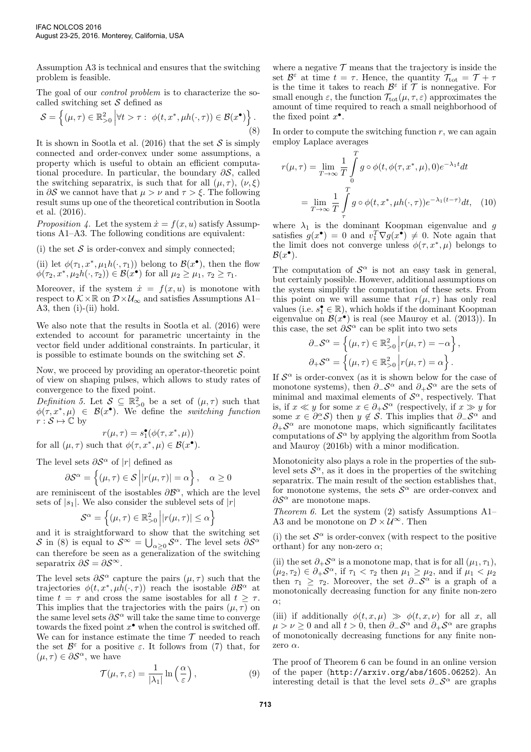Assumption A3 is technical and ensures that the switching problem is feasible.

The goal of our *control problem* is to characterize the so-called switching set $\mathcal{S}$ defined as

$$\mathcal{S} = \left\{ (\mu, \tau) \in \mathbb{R}^2_{>0} \,\middle|\, \forall t > \tau : \; \phi(t, x^*, \mu h(\cdot, \tau)) \in \mathcal{B}(x^\bullet) \right\}. \tag{8}$$

It is shown in Sootla et al. (2016) that the set $\mathcal{S}$ is simply connected and order-convex under some assumptions, a property which is useful to obtain an efficient computational procedure. In particular, the boundary $\partial\mathcal{S}$, called the switching separatrix, is such that for all $(\mu, \tau)$, $(\nu, \xi)$ in $\partial\mathcal{S}$ we cannot have that $\mu > \nu$ and $\tau > \xi$. The following result sums up one of the theoretical contribution in Sootla et al. (2016).

*Proposition 4.* Let the system $\dot{x} = f(x, u)$ satisfy Assumptions A1–A3. The following conditions are equivalent:

(i) the set $\mathcal{S}$ is order-convex and simply connected;

(ii) let $\phi(\tau_1, x^*, \mu_1 h(\cdot, \tau_1))$ belong to $\mathcal{B}(x^\bullet)$, then the flow $\phi(\tau_2, x^*, \mu_2 h(\cdot, \tau_2)) \in \mathcal{B}(x^\bullet)$ for all $\mu_2 \geq \mu_1$, $\tau_2 \geq \tau_1$.

Moreover, if the system $\dot{x} = f(x, u)$ is monotone with respect to $\mathcal{K} \times \mathbb{R}$ on $\mathcal{D} \times \mathcal{U}_\infty$ and satisfies Assumptions A1–A3, then (i)-(ii) hold.

We also note that the results in Sootla et al. (2016) were extended to account for parametric uncertainty in the vector field under additional constraints. In particular, it is possible to estimate bounds on the switching set $\mathcal{S}$.

Now, we proceed by providing an operator-theoretic point of view on shaping pulses, which allows to study rates of convergence to the fixed point.

*Definition 5.* Let $\mathcal{S} \subseteq \mathbb{R}^2_{>0}$ be a set of $(\mu, \tau)$ such that $\phi(\tau, x^*, \mu) \in \mathcal{B}(x^\bullet)$. We define the *switching function* $r : \mathcal{S} \mapsto \mathbb{C}$ by

$$r(\mu, \tau) = s_1^\bullet(\phi(\tau, x^*, \mu))$$

for all $(\mu, \tau)$ such that $\phi(\tau, x^*, \mu) \in \mathcal{B}(x^\bullet)$.

The level sets $\partial\mathcal{S}^\alpha$ of $|r|$ defined as

$$\partial\mathcal{S}^\alpha = \left\{ (\mu, \tau) \in \mathcal{S} \,\middle|\, |r(\mu, \tau)| = \alpha \right\}, \quad \alpha \geq 0$$

are reminiscent of the isostables $\partial\mathcal{B}^\alpha$, which are the level sets of $|s_1|$. We also consider the sublevel sets of $|r|$

$$\mathcal{S}^\alpha = \left\{ (\mu, \tau) \in \mathbb{R}^2_{>0} \,\middle|\, |r(\mu, \tau)| \leq \alpha \right\}$$

and it is straightforward to show that the switching set $\mathcal{S}$ in (8) is equal to $\mathcal{S}^\infty = \bigcup_{\alpha \geq 0} \mathcal{S}^\alpha$. The level sets $\partial\mathcal{S}^\alpha$ can therefore be seen as a generalization of the switching separatrix $\partial\mathcal{S} = \partial\mathcal{S}^\infty$.

The level sets $\partial\mathcal{S}^\alpha$ capture the pairs $(\mu, \tau)$ such that the trajectories $\phi(t, x^*, \mu h(\cdot, \tau))$ reach the isostable $\partial\mathcal{B}^\alpha$ at time $t = \tau$ and cross the same isostables for all $t \geq \tau$. This implies that the trajectories with the pairs $(\mu, \tau)$ on the same level sets $\partial\mathcal{S}^\alpha$ will take the same time to converge towards the fixed point $x^\bullet$ when the control is switched off. We can for instance estimate the time $\mathcal{T}$ needed to reach the set $\mathcal{B}^\varepsilon$ for a positive $\varepsilon$. It follows from (7) that, for $(\mu, \tau) \in \partial\mathcal{S}^\alpha$, we have

$$\mathcal{T}(\mu, \tau, \varepsilon) = \frac{1}{|\lambda_1|} \ln\left(\frac{\alpha}{\varepsilon}\right), \tag{9}$$

where a negative $\mathcal{T}$ means that the trajectory is inside the set $\mathcal{B}^\varepsilon$ at time $t = \tau$. Hence, the quantity $\mathcal{T}_{\text{tot}} = \mathcal{T} + \tau$ is the time it takes to reach $\mathcal{B}^\varepsilon$ if $\mathcal{T}$ is nonnegative. For small enough $\varepsilon$, the function $\mathcal{T}_{\text{tot}}(\mu, \tau, \varepsilon)$ approximates the amount of time required to reach a small neighborhood of the fixed point $x^\bullet$.

In order to compute the switching function $r$, we can again employ Laplace averages

$$\begin{aligned} r(\mu, \tau) &= \lim_{T \to \infty} \frac{1}{T} \int_0^T g \circ \phi(t, \phi(\tau, x^*, \mu), 0) e^{-\lambda_1 t} dt \\ &= \lim_{T \to \infty} \frac{1}{T} \int_\tau^T g \circ \phi(t, x^*, \mu h(\cdot, \tau)) e^{-\lambda_1 (t - \tau)} dt, \end{aligned} \tag{10}$$

where $\lambda_1$ is the dominant Koopman eigenvalue and $g$ satisfies $g(x^\bullet) = 0$ and $v_1^T \nabla g(x^\bullet) \neq 0$. Note again that the limit does not converge unless $\phi(\tau, x^*, \mu)$ belongs to $\mathcal{B}(x^\bullet)$.

The computation of $\mathcal{S}^\alpha$ is not an easy task in general, but certainly possible. However, additional assumptions on the system simplify the computation of these sets. From this point on we will assume that $r(\mu, \tau)$ has only real values (i.e. $s_1^\bullet \in \mathbb{R}$), which holds if the dominant Koopman eigenvalue on $\mathcal{B}(x^\bullet)$ is real (see Mauroy et al. (2013)). In this case, the set $\partial\mathcal{S}^\alpha$ can be split into two sets

$$\partial_-\mathcal{S}^\alpha = \left\{ (\mu, \tau) \in \mathbb{R}^2_{>0} \,\middle|\, r(\mu, \tau) = -\alpha \right\},$$

$$\partial_+\mathcal{S}^\alpha = \left\{ (\mu, \tau) \in \mathbb{R}^2_{>0} \,\middle|\, r(\mu, \tau) = \alpha \right\}.$$

If $\mathcal{S}^\alpha$ is order-convex (as it is shown below for the case of monotone systems), then $\partial_-\mathcal{S}^\alpha$ and $\partial_+\mathcal{S}^\alpha$ are the sets of minimal and maximal elements of $\mathcal{S}^\alpha$, respectively. That is, if $x \ll y$ for some $x \in \partial_+\mathcal{S}^\alpha$ (respectively, if $x \gg y$ for some $x \in \partial_-^\alpha\mathcal{S}$) then $y \notin \mathcal{S}$. This implies that $\partial_-\mathcal{S}^\alpha$ and $\partial_+\mathcal{S}^\alpha$ are monotone maps, which significantly facilitates computations of $\mathcal{S}^\alpha$ by applying the algorithm from Sootla and Mauroy (2016b) with a minor modification.

Monotonicity also plays a role in the properties of the sublevel sets $\mathcal{S}^\alpha$, as it does in the properties of the switching separatrix. The main result of the section establishes that, for monotone systems, the sets $\mathcal{S}^\alpha$ are order-convex and $\partial\mathcal{S}^\alpha$ are monotone maps.

*Theorem 6.* Let the system (2) satisfy Assumptions A1–A3 and be monotone on $\mathcal{D} \times \mathcal{U}^\infty$. Then

(i) the set $\mathcal{S}^\alpha$ is order-convex (with respect to the positive orthant) for any non-zero $\alpha$;

(ii) the set $\partial_+\mathcal{S}^\alpha$ is a monotone map, that is for all $(\mu_1, \tau_1)$, $(\mu_2, \tau_2) \in \partial_+\mathcal{S}^\alpha$, if $\tau_1 < \tau_2$ then $\mu_1 \geq \mu_2$, and if $\mu_1 < \mu_2$ then $\tau_1 \geq \tau_2$. Moreover, the set $\partial_-\mathcal{S}^\alpha$ is a graph of a monotonically decreasing function for any finite non-zero $\alpha$;

(iii) if additionally $\phi(t, x, \mu) \gg \phi(t, x, \nu)$ for all $x$, all $\mu > \nu \geq 0$ and all $t > 0$, then $\partial_-\mathcal{S}^\alpha$ and $\partial_+\mathcal{S}^\alpha$ are graphs of monotonically decreasing functions for any finite non-zero $\alpha$.

The proof of Theorem 6 can be found in an online version of the paper (http://arxiv.org/abs/1605.06252). An interesting detail is that the level sets $\partial_-\mathcal{S}^\alpha$ are graphs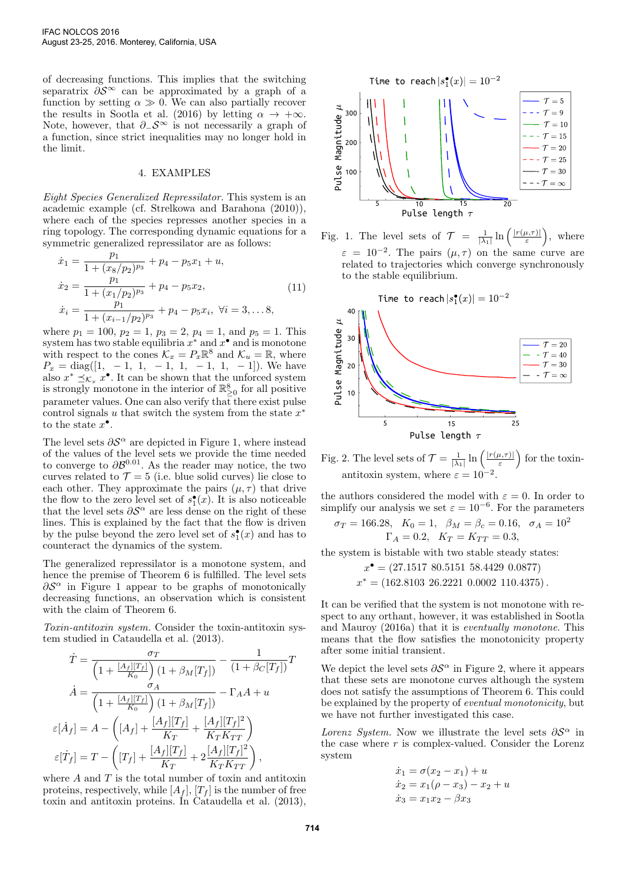of decreasing functions. This implies that the switching separatrix $\partial \mathcal{S}^\infty$ can be approximated by a graph of a function by setting $\alpha \gg 0$. We can also partially recover the results in Sootla et al. (2016) by letting $\alpha \to +\infty$. Note, however, that $\partial_- \mathcal{S}^\infty$ is not necessarily a graph of a function, since strict inequalities may no longer hold in the limit.

## 4. EXAMPLES

*Eight Species Generalized Repressilator.* This system is an academic example (cf. Strelkowa and Barahona (2010)), where each of the species represses another species in a ring topology. The corresponding dynamic equations for a symmetric generalized repressilator are as follows:

$$
\begin{aligned}
\dot{x}_1 &= \frac{p_1}{1 + (x_8/p_2)^{p_3}} + p_4 - p_5 x_1 + u, \\
\dot{x}_2 &= \frac{p_1}{1 + (x_1/p_2)^{p_3}} + p_4 - p_5 x_2, \\
\dot{x}_i &= \frac{p_1}{1 + (x_{i-1}/p_2)^{p_3}} + p_4 - p_5 x_i, \ \forall i = 3, \dots 8,
\end{aligned} \tag{11}
$$

where $p_1 = 100$, $p_2 = 1$, $p_3 = 2$, $p_4 = 1$, and $p_5 = 1$. This system has two stable equilibria $x^*$ and $x^\bullet$ and is monotone with respect to the cones $\mathcal{K}_x = P_x \mathbb{R}^8$ and $\mathcal{K}_u = \mathbb{R}$, where $P_x = \mathrm{diag}([1, \ -1, \ 1, \ -1, \ 1, \ -1, \ 1, \ -1])$. We have also $x^* \preceq_{\mathcal{K}_x} x^\bullet$. It can be shown that the unforced system is strongly monotone in the interior of $\mathbb{R}^8_{\geq 0}$ for all positive parameter values. One can also verify that there exist pulse control signals $u$ that switch the system from the state $x^*$ to the state $x^\bullet$.

The level sets $\partial \mathcal{S}^\alpha$ are depicted in Figure 1, where instead of the values of the level sets we provide the time needed to converge to $\partial \mathcal{B}^{0.01}$. As the reader may notice, the two curves related to $\mathcal{T} = 5$ (i.e. blue solid curves) lie close to each other. They approximate the pairs $(\mu, \tau)$ that drive the flow to the zero level set of $s_1^\bullet(x)$. It is also noticeable that the level sets $\partial \mathcal{S}^\alpha$ are less dense on the right of these lines. This is explained by the fact that the flow is driven by the pulse beyond the zero level set of $s_1^\bullet(x)$ and has to counteract the dynamics of the system.

The generalized repressilator is a monotone system, and hence the premise of Theorem 6 is fulfilled. The level sets $\partial \mathcal{S}^\alpha$ in Figure 1 appear to be graphs of monotonically decreasing functions, an observation which is consistent with the claim of Theorem 6.

*Toxin-antitoxin system.* Consider the toxin-antitoxin system studied in Cataudella et al. (2013).

$$
\begin{aligned}
\dot{T} &= \frac{\sigma_T}{\left(1 + \frac{[A_f][T_f]}{K_0}\right)(1 + \beta_M [T_f])} - \frac{1}{(1 + \beta_C [T_f])} T \\
\dot{A} &= \frac{\sigma_A}{\left(1 + \frac{[A_f][T_f]}{K_0}\right)(1 + \beta_M [T_f])} - \Gamma_A A + u \\
\varepsilon [\dot{A}_f] &= A - \left([A_f] + \frac{[A_f][T_f]}{K_T} + \frac{[A_f][T_f]^2}{K_T K_{TT}}\right) \\
\varepsilon [\dot{T}_f] &= T - \left([T_f] + \frac{[A_f][T_f]}{K_T} + 2\frac{[A_f][T_f]^2}{K_T K_{TT}}\right),
\end{aligned}
$$

where $A$ and $T$ is the total number of toxin and antitoxin proteins, respectively, while $[A_f]$, $[T_f]$ is the number of free toxin and antitoxin proteins. In Cataudella et al. (2013),

Fig. 1. The level sets of $\mathcal{T} = \frac{1}{|\lambda_1|} \ln\left(\frac{|r(\mu,\tau)|}{\varepsilon}\right)$, where $\varepsilon = 10^{-2}$. The pairs $(\mu, \tau)$ on the same curve are related to trajectories which converge synchronously to the stable equilibrium.

Fig. 2. The level sets of $\mathcal{T} = \frac{1}{|\lambda_1|} \ln\left(\frac{|r(\mu,\tau)|}{\varepsilon}\right)$ for the toxin-antitoxin system, where $\varepsilon = 10^{-2}$.

the authors considered the model with $\varepsilon = 0$. In order to simplify our analysis we set $\varepsilon = 10^{-6}$. For the parameters

$$
\sigma_T = 166.28, \quad K_0 = 1, \quad \beta_M = \beta_c = 0.16, \quad \sigma_A = 10^2 \\
\Gamma_A = 0.2, \quad K_T = K_{TT} = 0.3,
$$

the system is bistable with two stable steady states:

$$
x^\bullet = (27.1517 \ 80.5151 \ 58.4429 \ 0.0877)
$$
$$
x^* = (162.8103 \ 26.2221 \ 0.0002 \ 110.4375).
$$

It can be verified that the system is not monotone with respect to any orthant, however, it was established in Sootla and Mauroy (2016a) that it is *eventually monotone*. This means that the flow satisfies the monotonicity property after some initial transient.

We depict the level sets $\partial \mathcal{S}^\alpha$ in Figure 2, where it appears that these sets are monotone curves although the system does not satisfy the assumptions of Theorem 6. This could be explained by the property of *eventual monotonicity*, but we have not further investigated this case.

*Lorenz System.* Now we illustrate the level sets $\partial \mathcal{S}^\alpha$ in the case where $r$ is complex-valued. Consider the Lorenz system

$$
\begin{aligned}
\dot{x}_1 &= \sigma(x_2 - x_1) + u \\
\dot{x}_2 &= x_1(\rho - x_3) - x_2 + u \\
\dot{x}_3 &= x_1 x_2 - \beta x_3
\end{aligned}
$$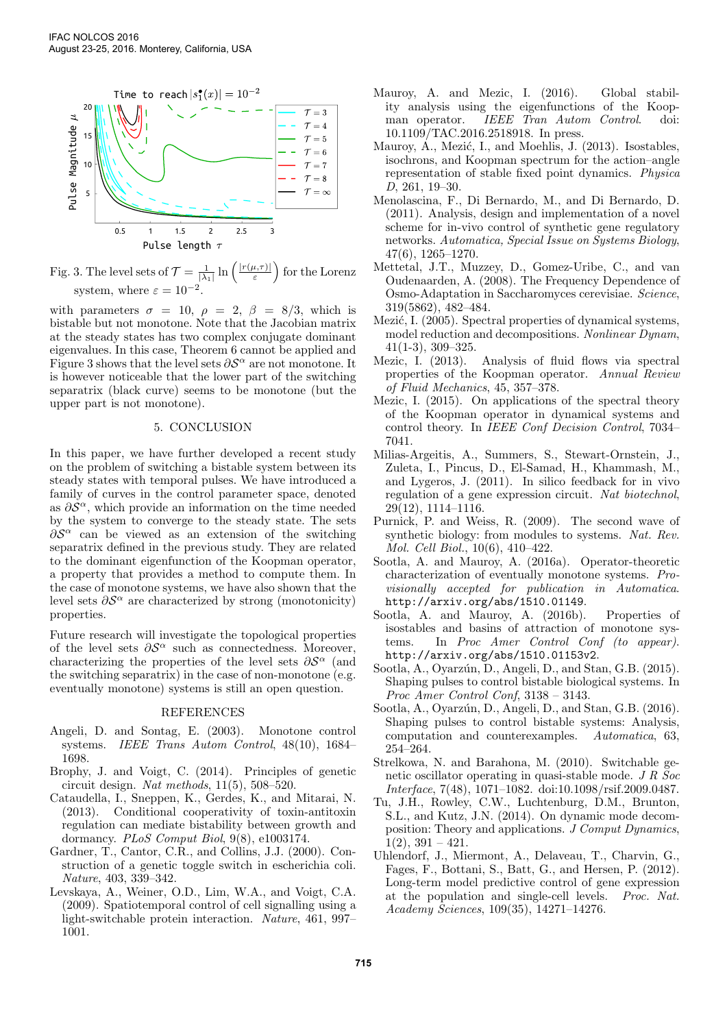Time to reach $|s_1^\bullet(x)| = 10^{-2}$

Pulse Magnitude $\mu$

Pulse length $\tau$

20
15
10
5

0.5
1
1.5
2
2.5
3

$\mathcal{T} = 3$
$\mathcal{T} = 4$
$\mathcal{T} = 5$
$\mathcal{T} = 6$
$\mathcal{T} = 7$
$\mathcal{T} = 8$
$\mathcal{T} = \infty$

Fig. 3. The level sets of $\mathcal{T} = \frac{1}{|\lambda_1|} \ln \left( \frac{|r(\mu,\tau)|}{\varepsilon} \right)$ for the Lorenz system, where $\varepsilon = 10^{-2}$.

with parameters $\sigma = 10$, $\rho = 2$, $\beta = 8/3$, which is bistable but not monotone. Note that the Jacobian matrix at the steady states has two complex conjugate dominant eigenvalues. In this case, Theorem 6 cannot be applied and Figure 3 shows that the level sets $\partial\mathcal{S}^\alpha$ are not monotone. It is however noticeable that the lower part of the switching separatrix (black curve) seems to be monotone (but the upper part is not monotone).

## 5. CONCLUSION

In this paper, we have further developed a recent study on the problem of switching a bistable system between its steady states with temporal pulses. We have introduced a family of curves in the control parameter space, denoted as $\partial\mathcal{S}^\alpha$, which provide an information on the time needed by the system to converge to the steady state. The sets $\partial\mathcal{S}^\alpha$ can be viewed as an extension of the switching separatrix defined in the previous study. They are related to the dominant eigenfunction of the Koopman operator, a property that provides a method to compute them. In the case of monotone systems, we have also shown that the level sets $\partial\mathcal{S}^\alpha$ are characterized by strong (monotonicity) properties.

Future research will investigate the topological properties of the level sets $\partial\mathcal{S}^\alpha$ such as connectedness. Moreover, characterizing the properties of the level sets $\partial\mathcal{S}^\alpha$ (and the switching separatrix) in the case of non-monotone (e.g. eventually monotone) systems is still an open question.

## REFERENCES

Angeli, D. and Sontag, E. (2003). Monotone control systems. *IEEE Trans Autom Control*, 48(10), 1684–1698.

Brophy, J. and Voigt, C. (2014). Principles of genetic circuit design. *Nat methods*, 11(5), 508–520.

Cataudella, I., Sneppen, K., Gerdes, K., and Mitarai, N. (2013). Conditional cooperativity of toxin-antitoxin regulation can mediate bistability between growth and dormancy. *PLoS Comput Biol*, 9(8), e1003174.

Gardner, T., Cantor, C.R., and Collins, J.J. (2000). Construction of a genetic toggle switch in escherichia coli. *Nature*, 403, 339–342.

Levskaya, A., Weiner, O.D., Lim, W.A., and Voigt, C.A. (2009). Spatiotemporal control of cell signalling using a light-switchable protein interaction. *Nature*, 461, 997–1001.

Mauroy, A. and Mezic, I. (2016). Global stability analysis using the eigenfunctions of the Koopman operator. *IEEE Tran Autom Control*. doi: 10.1109/TAC.2016.2518918. In press.

Mauroy, A., Mezić, I., and Moehlis, J. (2013). Isostables, isochrons, and Koopman spectrum for the action–angle representation of stable fixed point dynamics. *Physica D*, 261, 19–30.

Menolascina, F., Di Bernardo, M., and Di Bernardo, D. (2011). Analysis, design and implementation of a novel scheme for in-vivo control of synthetic gene regulatory networks. *Automatica, Special Issue on Systems Biology*, 47(6), 1265–1270.

Mettetal, J.T., Muzzey, D., Gomez-Uribe, C., and van Oudenaarden, A. (2008). The Frequency Dependence of Osmo-Adaptation in Saccharomyces cerevisiae. *Science*, 319(5862), 482–484.

Mezić, I. (2005). Spectral properties of dynamical systems, model reduction and decompositions. *Nonlinear Dynam*, 41(1-3), 309–325.

Mezic, I. (2013). Analysis of fluid flows via spectral properties of the Koopman operator. *Annual Review of Fluid Mechanics*, 45, 357–378.

Mezic, I. (2015). On applications of the spectral theory of the Koopman operator in dynamical systems and control theory. In *IEEE Conf Decision Control*, 7034–7041.

Milias-Argeitis, A., Summers, S., Stewart-Ornstein, J., Zuleta, I., Pincus, D., El-Samad, H., Khammash, M., and Lygeros, J. (2011). In silico feedback for in vivo regulation of a gene expression circuit. *Nat biotechnol*, 29(12), 1114–1116.

Purnick, P. and Weiss, R. (2009). The second wave of synthetic biology: from modules to systems. *Nat. Rev. Mol. Cell Biol.*, 10(6), 410–422.

Sootla, A. and Mauroy, A. (2016a). Operator-theoretic characterization of eventually monotone systems. *Provisionally accepted for publication in Automatica*. http://arxiv.org/abs/1510.01149.

Sootla, A. and Mauroy, A. (2016b). Properties of isostables and basins of attraction of monotone systems. In *Proc Amer Control Conf (to appear)*. http://arxiv.org/abs/1510.01153v2.

Sootla, A., Oyarzún, D., Angeli, D., and Stan, G.B. (2015). Shaping pulses to control bistable biological systems. In *Proc Amer Control Conf*, 3138 – 3143.

Sootla, A., Oyarzún, D., Angeli, D., and Stan, G.B. (2016). Shaping pulses to control bistable systems: Analysis, computation and counterexamples. *Automatica*, 63, 254–264.

Strelkowa, N. and Barahona, M. (2010). Switchable genetic oscillator operating in quasi-stable mode. *J R Soc Interface*, 7(48), 1071–1082. doi:10.1098/rsif.2009.0487.

Tu, J.H., Rowley, C.W., Luchtenburg, D.M., Brunton, S.L., and Kutz, J.N. (2014). On dynamic mode decomposition: Theory and applications. *J Comput Dynamics*, 1(2), 391 – 421.

Uhlendorf, J., Miermont, A., Delaveau, T., Charvin, G., Fages, F., Bottani, S., Batt, G., and Hersen, P. (2012). Long-term model predictive control of gene expression at the population and single-cell levels. *Proc. Nat. Academy Sciences*, 109(35), 14271–14276.